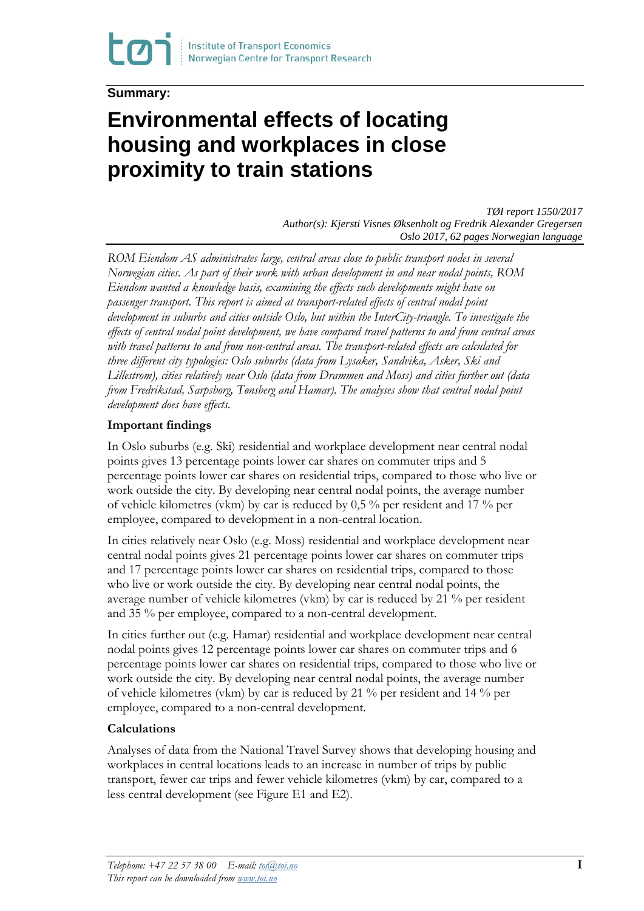**Summary:**

# Environmental effects of locating housing and workplaces in close proximity to train stations

*TØI report 1550/2017*
*Author(s): Kjersti Visnes Øksenholt og Fredrik Alexander Gregersen*
*Oslo 2017, 62 pages Norwegian language*

*ROM Eiendom AS administrates large, central areas close to public transport nodes in several Norwegian cities. As part of their work with urban development in and near nodal points, ROM Eiendom wanted a knowledge basis, examining the effects such developments might have on passenger transport. This report is aimed at transport-related effects of central nodal point development in suburbs and cities outside Oslo, but within the InterCity-triangle. To investigate the effects of central nodal point development, we have compared travel patterns to and from central areas with travel patterns to and from non-central areas. The transport-related effects are calculated for three different city typologies: Oslo suburbs (data from Lysaker, Sandvika, Asker, Ski and Lillestrøm), cities relatively near Oslo (data from Drammen and Moss) and cities further out (data from Fredrikstad, Sarpsborg, Tønsberg and Hamar). The analyses show that central nodal point development does have effects.*

### Important findings

In Oslo suburbs (e.g. Ski) residential and workplace development near central nodal points gives 13 percentage points lower car shares on commuter trips and 5 percentage points lower car shares on residential trips, compared to those who live or work outside the city. By developing near central nodal points, the average number of vehicle kilometres (vkm) by car is reduced by 0,5 % per resident and 17 % per employee, compared to development in a non-central location.

In cities relatively near Oslo (e.g. Moss) residential and workplace development near central nodal points gives 21 percentage points lower car shares on commuter trips and 17 percentage points lower car shares on residential trips, compared to those who live or work outside the city. By developing near central nodal points, the average number of vehicle kilometres (vkm) by car is reduced by 21 % per resident and 35 % per employee, compared to a non-central development.

In cities further out (e.g. Hamar) residential and workplace development near central nodal points gives 12 percentage points lower car shares on commuter trips and 6 percentage points lower car shares on residential trips, compared to those who live or work outside the city. By developing near central nodal points, the average number of vehicle kilometres (vkm) by car is reduced by 21 % per resident and 14 % per employee, compared to a non-central development.

### Calculations

Analyses of data from the National Travel Survey shows that developing housing and workplaces in central locations leads to an increase in number of trips by public transport, fewer car trips and fewer vehicle kilometres (vkm) by car, compared to a less central development (see Figure E1 and E2).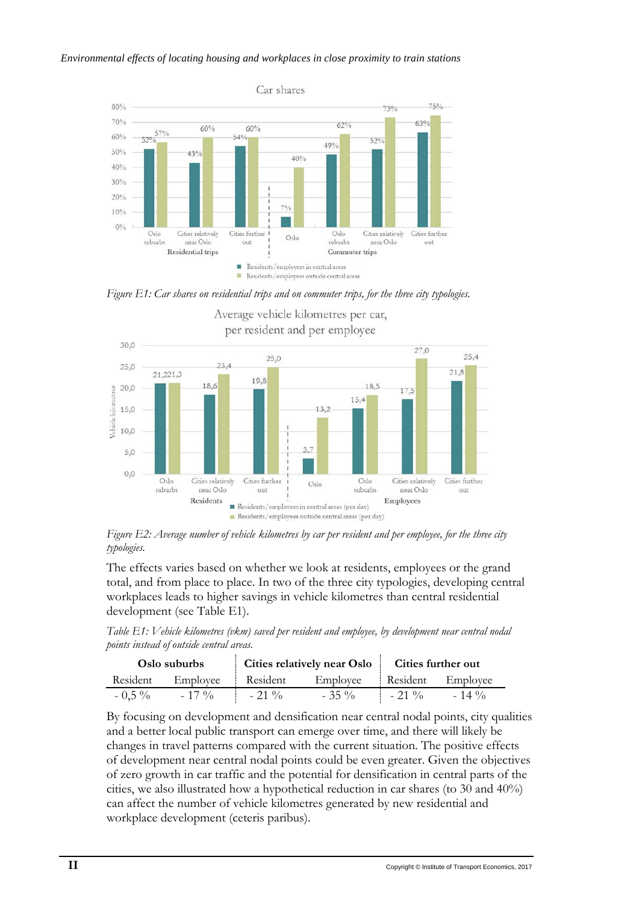Car shares

80%
70%
60%
50%
40%
30%
20%
10%
0%

52% 57% 43% 60% 54% 60% 7% 40% 49% 62% 52% 73% 63% 75%

Oslo suburbs
Cities relatively near Oslo
Cities further out
Residential trips
Oslo
Oslo suburbs
Cities relatively near Oslo
Cities further out
Commuter trips

Residents/employees in central areas
Residents/employees outside central areas

*Figure E1: Car shares on residential trips and on commuter trips, for the three city typologies.*

Average vehicle kilometres per car, per resident and per employee

Vehicle kilometres

30,0
25,0
20,0
15,0
10,0
5,0
0,0

21,2 21,3 18,6 23,4 19,8 25,0 3,7 13,2 15,4 18,5 17,5 27,0 21,8 25,4

Oslo suburbs
Cities relatively near Oslo
Cities further out
Residents
Oslo
Oslo suburbs
Cities relatively near Oslo
Cities further out
Employees

Residents/employees in central areas (per day)
Residents/employees outside central areas (per day)

*Figure E2: Average number of vehicle kilometres by car per resident and per employee, for the three city typologies.*

The effects varies based on whether we look at residents, employees or the grand total, and from place to place. In two of the three city typologies, developing central workplaces leads to higher savings in vehicle kilometres than central residential development (see Table E1).

*Table E1: Vehicle kilometres (vkm) saved per resident and employee, by development near central nodal points instead of outside central areas.*

| Oslo suburbs | | Cities relatively near Oslo | | Cities further out | |
|---|---|---|---|---|---|
| Resident | Employee | Resident | Employee | Resident | Employee |
| - 0,5 % | - 17 % | - 21 % | - 35 % | - 21 % | - 14 % |

By focusing on development and densification near central nodal points, city qualities and a better local public transport can emerge over time, and there will likely be changes in travel patterns compared with the current situation. The positive effects of development near central nodal points could be even greater. Given the objectives of zero growth in car traffic and the potential for densification in central parts of the cities, we also illustrated how a hypothetical reduction in car shares (to 30 and 40%) can affect the number of vehicle kilometres generated by new residential and workplace development (ceteris paribus).